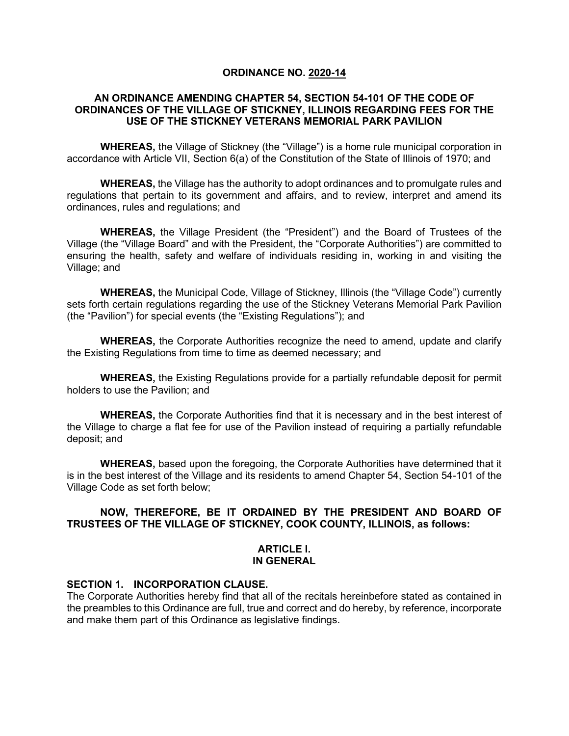# ORDINANCE NO. 2020-14

## AN ORDINANCE AMENDING CHAPTER 54, SECTION 54-101 OF THE CODE OF ORDINANCES OF THE VILLAGE OF STICKNEY, ILLINOIS REGARDING FEES FOR THE USE OF THE STICKNEY VETERANS MEMORIAL PARK PAVILION

**WHEREAS,** the Village of Stickney (the "Village") is a home rule municipal corporation in accordance with Article VII, Section 6(a) of the Constitution of the State of Illinois of 1970; and

**WHEREAS,** the Village has the authority to adopt ordinances and to promulgate rules and regulations that pertain to its government and affairs, and to review, interpret and amend its ordinances, rules and regulations; and

**WHEREAS,** the Village President (the "President") and the Board of Trustees of the Village (the "Village Board" and with the President, the "Corporate Authorities") are committed to ensuring the health, safety and welfare of individuals residing in, working in and visiting the Village; and

**WHEREAS,** the Municipal Code, Village of Stickney, Illinois (the "Village Code") currently sets forth certain regulations regarding the use of the Stickney Veterans Memorial Park Pavilion (the "Pavilion") for special events (the "Existing Regulations"); and

**WHEREAS,** the Corporate Authorities recognize the need to amend, update and clarify the Existing Regulations from time to time as deemed necessary; and

**WHEREAS,** the Existing Regulations provide for a partially refundable deposit for permit holders to use the Pavilion; and

**WHEREAS,** the Corporate Authorities find that it is necessary and in the best interest of the Village to charge a flat fee for use of the Pavilion instead of requiring a partially refundable deposit; and

**WHEREAS,** based upon the foregoing, the Corporate Authorities have determined that it is in the best interest of the Village and its residents to amend Chapter 54, Section 54-101 of the Village Code as set forth below;

**NOW, THEREFORE, BE IT ORDAINED BY THE PRESIDENT AND BOARD OF TRUSTEES OF THE VILLAGE OF STICKNEY, COOK COUNTY, ILLINOIS, as follows:**

## ARTICLE I.
## IN GENERAL

### SECTION 1. INCORPORATION CLAUSE.

The Corporate Authorities hereby find that all of the recitals hereinbefore stated as contained in the preambles to this Ordinance are full, true and correct and do hereby, by reference, incorporate and make them part of this Ordinance as legislative findings.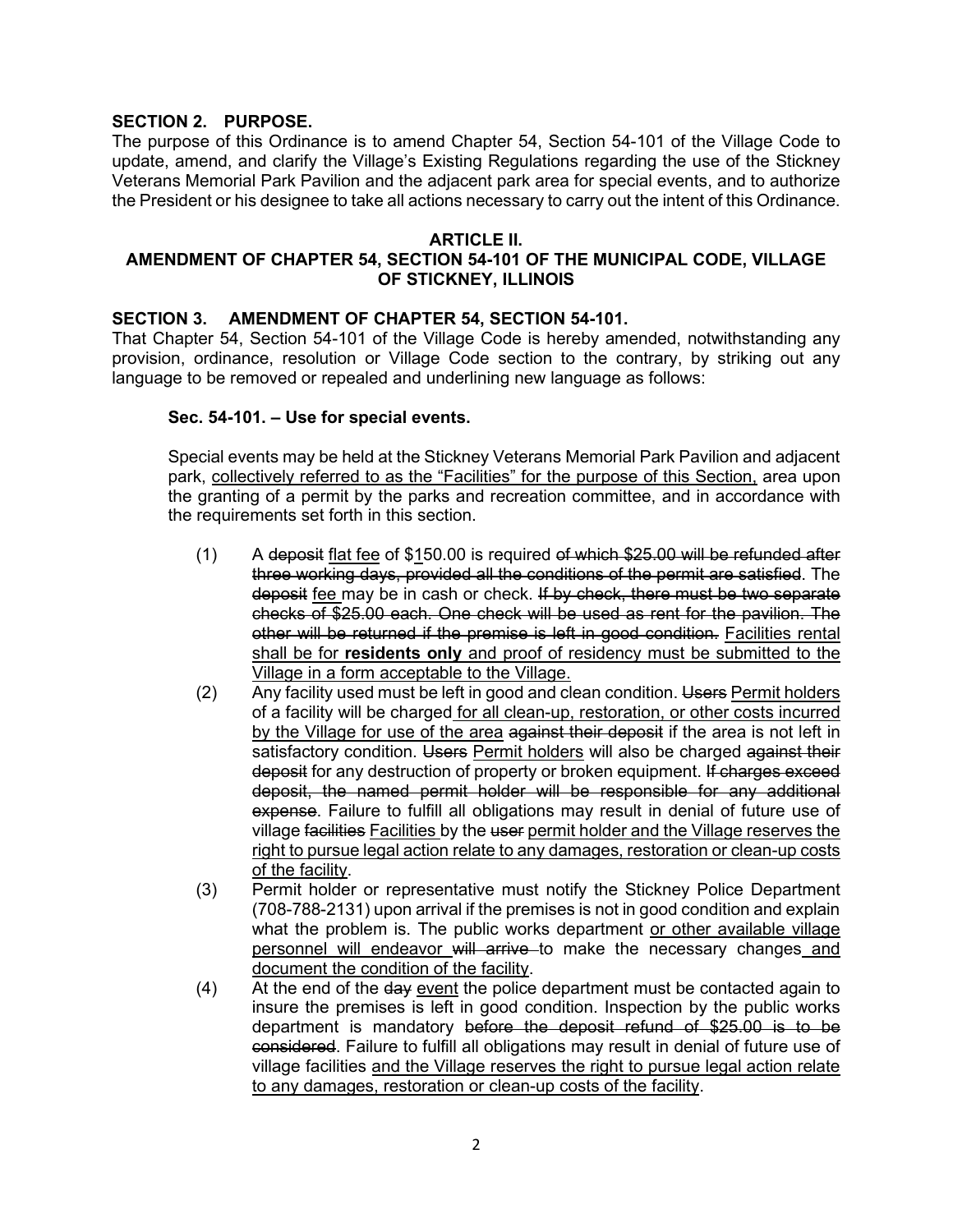**SECTION 2. PURPOSE.**

The purpose of this Ordinance is to amend Chapter 54, Section 54-101 of the Village Code to update, amend, and clarify the Village's Existing Regulations regarding the use of the Stickney Veterans Memorial Park Pavilion and the adjacent park area for special events, and to authorize the President or his designee to take all actions necessary to carry out the intent of this Ordinance.

**ARTICLE II.**
**AMENDMENT OF CHAPTER 54, SECTION 54-101 OF THE MUNICIPAL CODE, VILLAGE OF STICKNEY, ILLINOIS**

**SECTION 3. AMENDMENT OF CHAPTER 54, SECTION 54-101.**

That Chapter 54, Section 54-101 of the Village Code is hereby amended, notwithstanding any provision, ordinance, resolution or Village Code section to the contrary, by striking out any language to be removed or repealed and underlining new language as follows:

**Sec. 54-101. – Use for special events.**

Special events may be held at the Stickney Veterans Memorial Park Pavilion and adjacent park, <u>collectively referred to as the "Facilities" for the purpose of this Section,</u> area upon the granting of a permit by the parks and recreation committee, and in accordance with the requirements set forth in this section.

(1) A ~~deposit~~ <u>flat fee</u> of $<u>1</u>50.00 is required ~~of which $25.00 will be refunded after three working days, provided all the conditions of the permit are satisfied~~. The ~~deposit~~ <u>fee</u> may be in cash or check. ~~If by check, there must be two separate checks of $25.00 each. One check will be used as rent for the pavilion. The other will be returned if the premise is left in good condition.~~ <u>Facilities rental shall be for **residents only** and proof of residency must be submitted to the Village in a form acceptable to the Village.</u>

(2) Any facility used must be left in good and clean condition. ~~Users~~ <u>Permit holders</u> of a facility will be charged <u>for all clean-up, restoration, or other costs incurred by the Village for use of the area</u> ~~against their deposit~~ if the area is not left in satisfactory condition. ~~Users~~ <u>Permit holders</u> will also be charged ~~against their deposit~~ for any destruction of property or broken equipment. ~~If charges exceed deposit, the named permit holder will be responsible for any additional expense~~. Failure to fulfill all obligations may result in denial of future use of village ~~facilities~~ <u>Facilities</u> by the ~~user~~ <u>permit holder and the Village reserves the right to pursue legal action relate to any damages, restoration or clean-up costs of the facility</u>.

(3) Permit holder or representative must notify the Stickney Police Department (708-788-2131) upon arrival if the premises is not in good condition and explain what the problem is. The public works department <u>or other available village personnel will endeavor</u> ~~will arrive~~ to make the necessary changes <u>and document the condition of the facility</u>.

(4) At the end of the ~~day~~ <u>event</u> the police department must be contacted again to insure the premises is left in good condition. Inspection by the public works department is mandatory ~~before the deposit refund of $25.00 is to be considered~~. Failure to fulfill all obligations may result in denial of future use of village facilities <u>and the Village reserves the right to pursue legal action relate to any damages, restoration or clean-up costs of the facility</u>.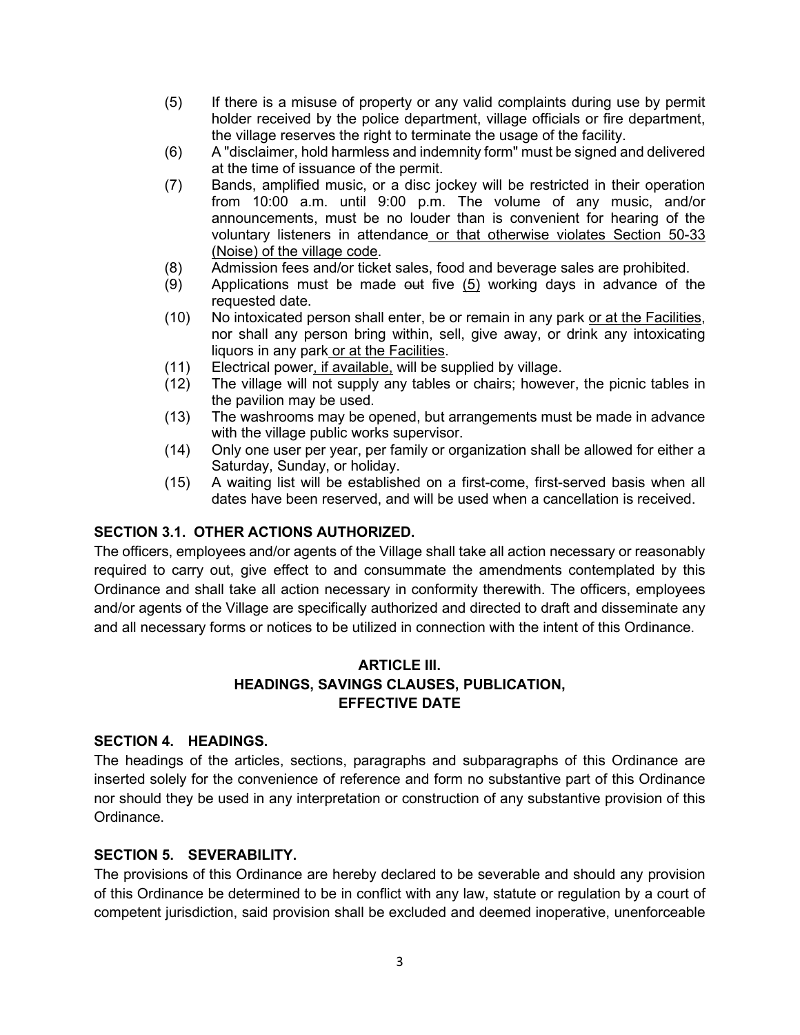(5) If there is a misuse of property or any valid complaints during use by permit holder received by the police department, village officials or fire department, the village reserves the right to terminate the usage of the facility.

(6) A "disclaimer, hold harmless and indemnity form" must be signed and delivered at the time of issuance of the permit.

(7) Bands, amplified music, or a disc jockey will be restricted in their operation from 10:00 a.m. until 9:00 p.m. The volume of any music, and/or announcements, must be no louder than is convenient for hearing of the voluntary listeners in attendance <u>or that otherwise violates Section 50-33 (Noise) of the village code</u>.

(8) Admission fees and/or ticket sales, food and beverage sales are prohibited.

(9) Applications must be made ~~out~~ five <u>(5)</u> working days in advance of the requested date.

(10) No intoxicated person shall enter, be or remain in any park <u>or at the Facilities</u>, nor shall any person bring within, sell, give away, or drink any intoxicating liquors in any park <u>or at the Facilities</u>.

(11) Electrical power<u>, if available,</u> will be supplied by village.

(12) The village will not supply any tables or chairs; however, the picnic tables in the pavilion may be used.

(13) The washrooms may be opened, but arrangements must be made in advance with the village public works supervisor.

(14) Only one user per year, per family or organization shall be allowed for either a Saturday, Sunday, or holiday.

(15) A waiting list will be established on a first-come, first-served basis when all dates have been reserved, and will be used when a cancellation is received.

**SECTION 3.1. OTHER ACTIONS AUTHORIZED.**

The officers, employees and/or agents of the Village shall take all action necessary or reasonably required to carry out, give effect to and consummate the amendments contemplated by this Ordinance and shall take all action necessary in conformity therewith. The officers, employees and/or agents of the Village are specifically authorized and directed to draft and disseminate any and all necessary forms or notices to be utilized in connection with the intent of this Ordinance.

## ARTICLE III.
## HEADINGS, SAVINGS CLAUSES, PUBLICATION, EFFECTIVE DATE

**SECTION 4. HEADINGS.**

The headings of the articles, sections, paragraphs and subparagraphs of this Ordinance are inserted solely for the convenience of reference and form no substantive part of this Ordinance nor should they be used in any interpretation or construction of any substantive provision of this Ordinance.

**SECTION 5. SEVERABILITY.**

The provisions of this Ordinance are hereby declared to be severable and should any provision of this Ordinance be determined to be in conflict with any law, statute or regulation by a court of competent jurisdiction, said provision shall be excluded and deemed inoperative, unenforceable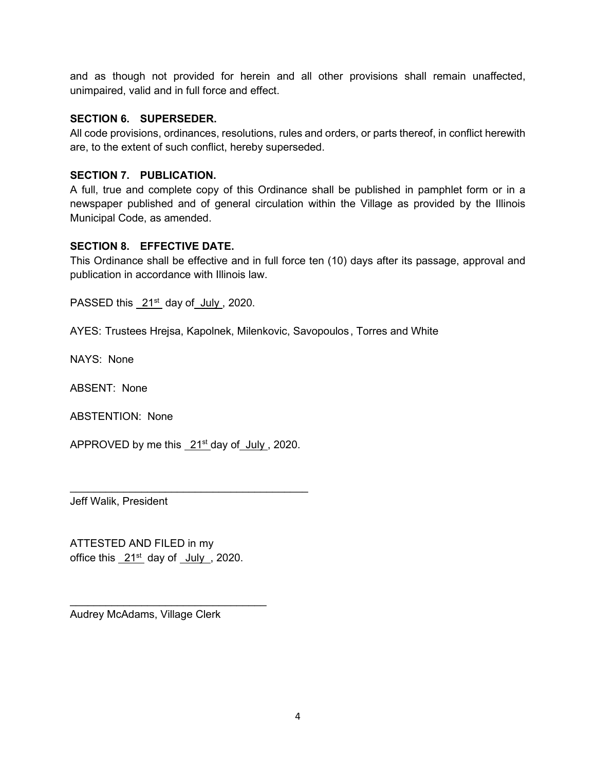and as though not provided for herein and all other provisions shall remain unaffected, unimpaired, valid and in full force and effect.

**SECTION 6. SUPERSEDER.**

All code provisions, ordinances, resolutions, rules and orders, or parts thereof, in conflict herewith are, to the extent of such conflict, hereby superseded.

**SECTION 7. PUBLICATION.**

A full, true and complete copy of this Ordinance shall be published in pamphlet form or in a newspaper published and of general circulation within the Village as provided by the Illinois Municipal Code, as amended.

**SECTION 8. EFFECTIVE DATE.**

This Ordinance shall be effective and in full force ten (10) days after its passage, approval and publication in accordance with Illinois law.

PASSED this 21st day of July, 2020.

AYES: Trustees Hrejsa, Kapolnek, Milenkovic, Savopoulos, Torres and White

NAYS: None

ABSENT: None

ABSTENTION: None

APPROVED by me this 21st day of July, 2020.

\_\_\_\_\_\_\_\_\_\_\_\_\_\_\_\_\_\_\_\_\_\_\_\_\_\_\_\_\_\_\_\_\_\_\_\_\_\_\_\_

Jeff Walik, President

ATTESTED AND FILED in my office this 21st day of July, 2020.

\_\_\_\_\_\_\_\_\_\_\_\_\_\_\_\_\_\_\_\_\_\_\_\_\_\_\_\_\_\_\_\_\_\_

Audrey McAdams, Village Clerk